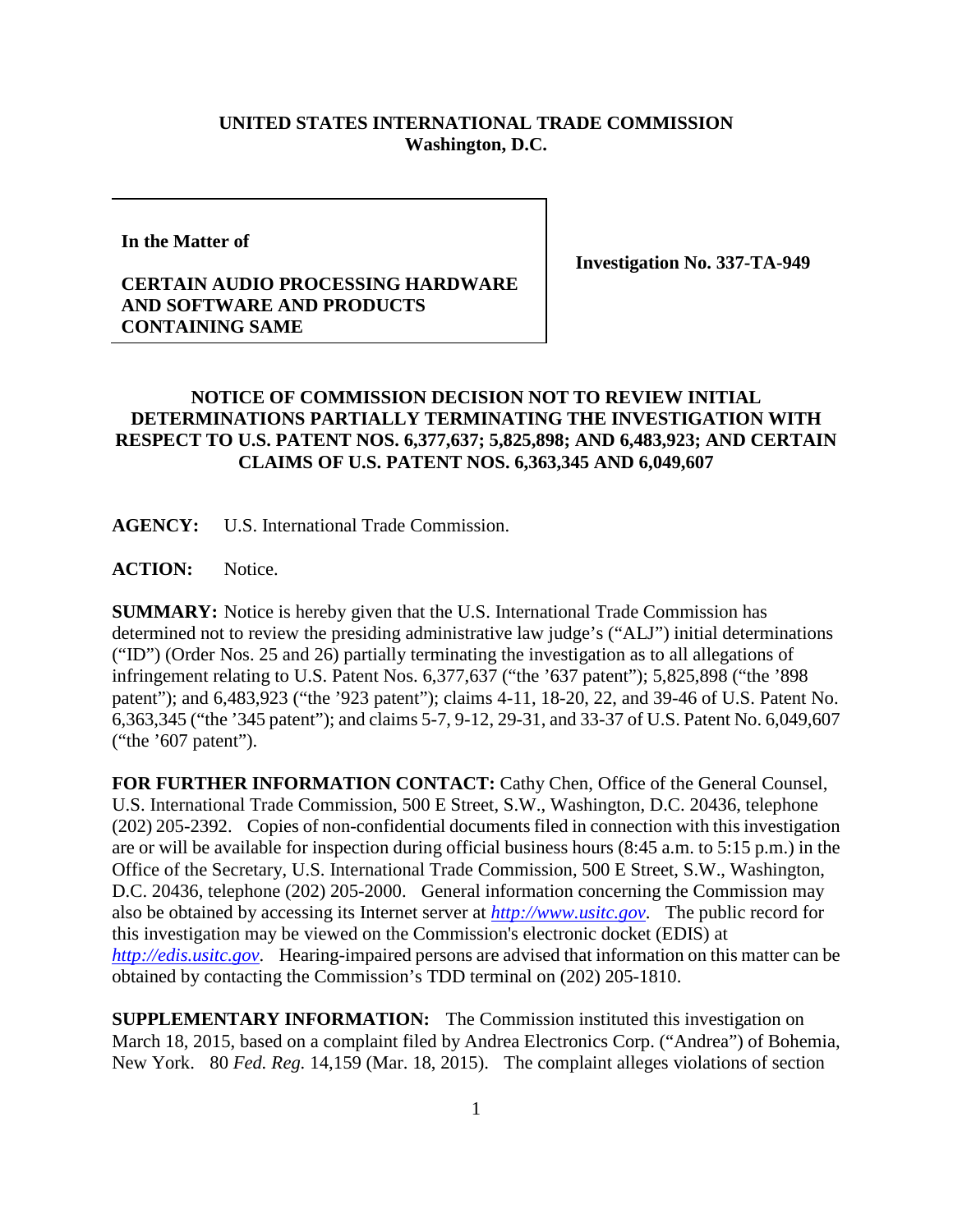**UNITED STATES INTERNATIONAL TRADE COMMISSION**
**Washington, D.C.**

| | |
|---|---|
| **In the Matter of**<br><br>**CERTAIN AUDIO PROCESSING HARDWARE AND SOFTWARE AND PRODUCTS CONTAINING SAME** | **Investigation No. 337-TA-949** |

**NOTICE OF COMMISSION DECISION NOT TO REVIEW INITIAL DETERMINATIONS PARTIALLY TERMINATING THE INVESTIGATION WITH RESPECT TO U.S. PATENT NOS. 6,377,637; 5,825,898; AND 6,483,923; AND CERTAIN CLAIMS OF U.S. PATENT NOS. 6,363,345 AND 6,049,607**

**AGENCY:** U.S. International Trade Commission.

**ACTION:** Notice.

**SUMMARY:** Notice is hereby given that the U.S. International Trade Commission has determined not to review the presiding administrative law judge's ("ALJ") initial determinations ("ID") (Order Nos. 25 and 26) partially terminating the investigation as to all allegations of infringement relating to U.S. Patent Nos. 6,377,637 ("the '637 patent"); 5,825,898 ("the '898 patent"); and 6,483,923 ("the '923 patent"); claims 4-11, 18-20, 22, and 39-46 of U.S. Patent No. 6,363,345 ("the '345 patent"); and claims 5-7, 9-12, 29-31, and 33-37 of U.S. Patent No. 6,049,607 ("the '607 patent").

**FOR FURTHER INFORMATION CONTACT:** Cathy Chen, Office of the General Counsel, U.S. International Trade Commission, 500 E Street, S.W., Washington, D.C. 20436, telephone (202) 205-2392. Copies of non-confidential documents filed in connection with this investigation are or will be available for inspection during official business hours (8:45 a.m. to 5:15 p.m.) in the Office of the Secretary, U.S. International Trade Commission, 500 E Street, S.W., Washington, D.C. 20436, telephone (202) 205-2000. General information concerning the Commission may also be obtained by accessing its Internet server at *http://www.usitc.gov*. The public record for this investigation may be viewed on the Commission's electronic docket (EDIS) at *http://edis.usitc.gov*. Hearing-impaired persons are advised that information on this matter can be obtained by contacting the Commission's TDD terminal on (202) 205-1810.

**SUPPLEMENTARY INFORMATION:** The Commission instituted this investigation on March 18, 2015, based on a complaint filed by Andrea Electronics Corp. ("Andrea") of Bohemia, New York. 80 *Fed. Reg.* 14,159 (Mar. 18, 2015). The complaint alleges violations of section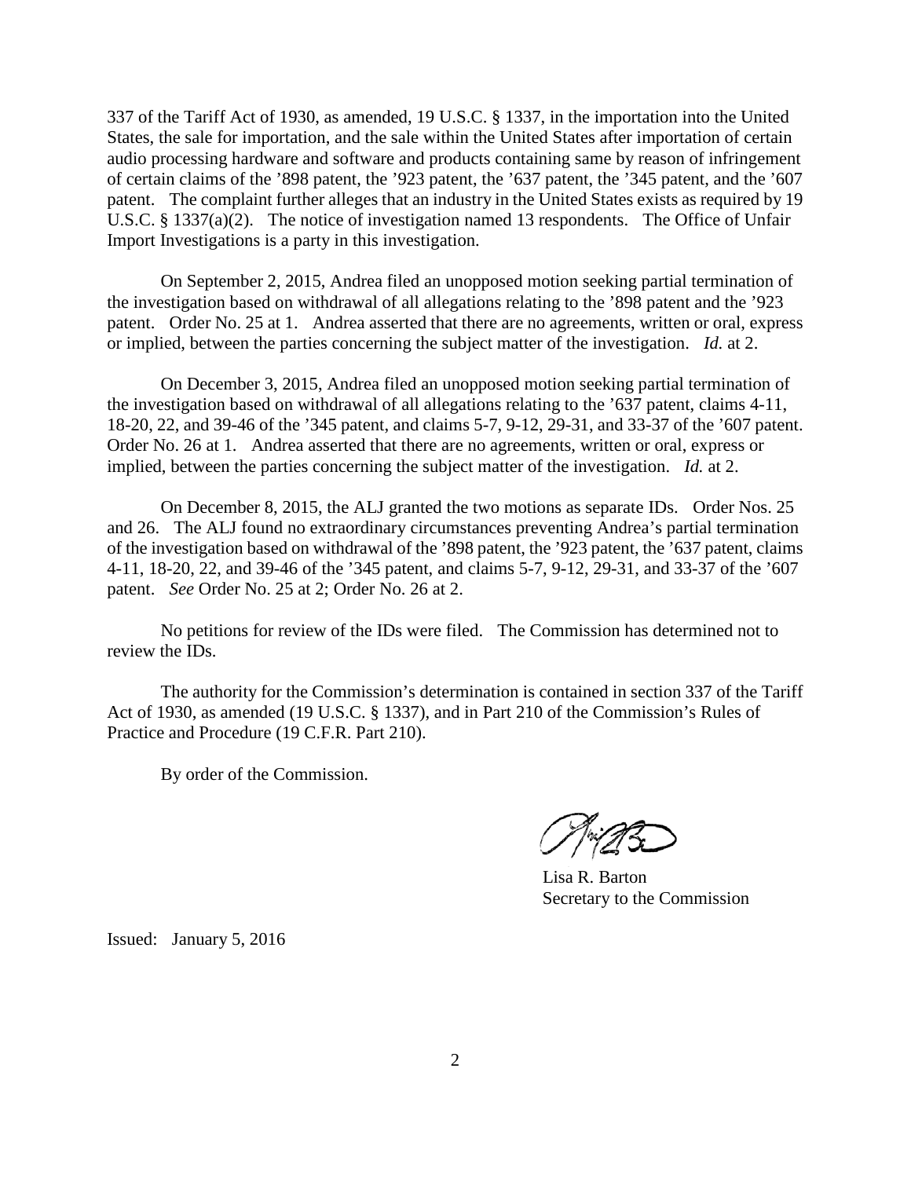337 of the Tariff Act of 1930, as amended, 19 U.S.C. § 1337, in the importation into the United States, the sale for importation, and the sale within the United States after importation of certain audio processing hardware and software and products containing same by reason of infringement of certain claims of the ’898 patent, the ’923 patent, the ’637 patent, the ’345 patent, and the ’607 patent. The complaint further alleges that an industry in the United States exists as required by 19 U.S.C. § 1337(a)(2). The notice of investigation named 13 respondents. The Office of Unfair Import Investigations is a party in this investigation.

On September 2, 2015, Andrea filed an unopposed motion seeking partial termination of the investigation based on withdrawal of all allegations relating to the ’898 patent and the ’923 patent. Order No. 25 at 1. Andrea asserted that there are no agreements, written or oral, express or implied, between the parties concerning the subject matter of the investigation. *Id.* at 2.

On December 3, 2015, Andrea filed an unopposed motion seeking partial termination of the investigation based on withdrawal of all allegations relating to the ’637 patent, claims 4-11, 18-20, 22, and 39-46 of the ’345 patent, and claims 5-7, 9-12, 29-31, and 33-37 of the ’607 patent. Order No. 26 at 1. Andrea asserted that there are no agreements, written or oral, express or implied, between the parties concerning the subject matter of the investigation. *Id.* at 2.

On December 8, 2015, the ALJ granted the two motions as separate IDs. Order Nos. 25 and 26. The ALJ found no extraordinary circumstances preventing Andrea’s partial termination of the investigation based on withdrawal of the ’898 patent, the ’923 patent, the ’637 patent, claims 4-11, 18-20, 22, and 39-46 of the ’345 patent, and claims 5-7, 9-12, 29-31, and 33-37 of the ’607 patent. *See* Order No. 25 at 2; Order No. 26 at 2.

No petitions for review of the IDs were filed. The Commission has determined not to review the IDs.

The authority for the Commission’s determination is contained in section 337 of the Tariff Act of 1930, as amended (19 U.S.C. § 1337), and in Part 210 of the Commission’s Rules of Practice and Procedure (19 C.F.R. Part 210).

By order of the Commission.

Lisa R. Barton
Secretary to the Commission

Issued: January 5, 2016